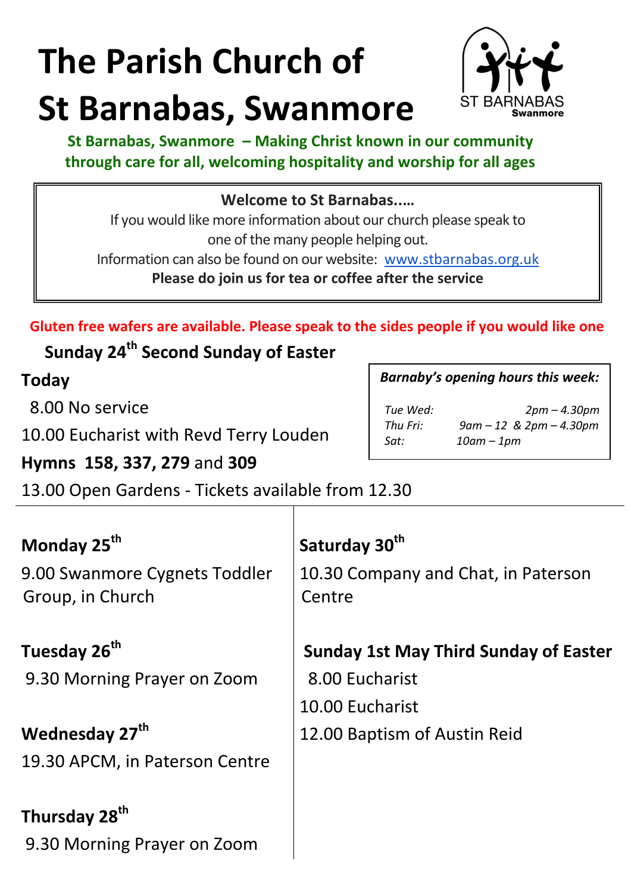# The Parish Church of St Barnabas, Swanmore

ST BARNABAS Swanmore

**St Barnabas, Swanmore – Making Christ known in our community through care for all, welcoming hospitality and worship for all ages**

**Welcome to St Barnabas.....**

If you would like more information about our church please speak to one of the many people helping out.

Information can also be found on our website: www.stbarnabas.org.uk

**Please do join us for tea or coffee after the service**

**Gluten free wafers are available. Please speak to the sides people if you would like one**

## Sunday 24th Second Sunday of Easter

**Today**

8.00 No service

10.00 Eucharist with Revd Terry Louden

**Hymns 158, 337, 279** and **309**

13.00 Open Gardens - Tickets available from 12.30

***Barnaby's opening hours this week:***

| | |
|---|---|
| *Tue Wed:* | *2pm – 4.30pm* |
| *Thu Fri:* | *9am – 12 & 2pm – 4.30pm* |
| *Sat:* | *10am – 1pm* |

**Monday 25th**

9.00 Swanmore Cygnets Toddler Group, in Church

**Tuesday 26th**

9.30 Morning Prayer on Zoom

**Wednesday 27th**

19.30 APCM, in Paterson Centre

**Thursday 28th**

9.30 Morning Prayer on Zoom

**Saturday 30th**

10.30 Company and Chat, in Paterson Centre

**Sunday 1st May Third Sunday of Easter**

8.00 Eucharist

10.00 Eucharist

12.00 Baptism of Austin Reid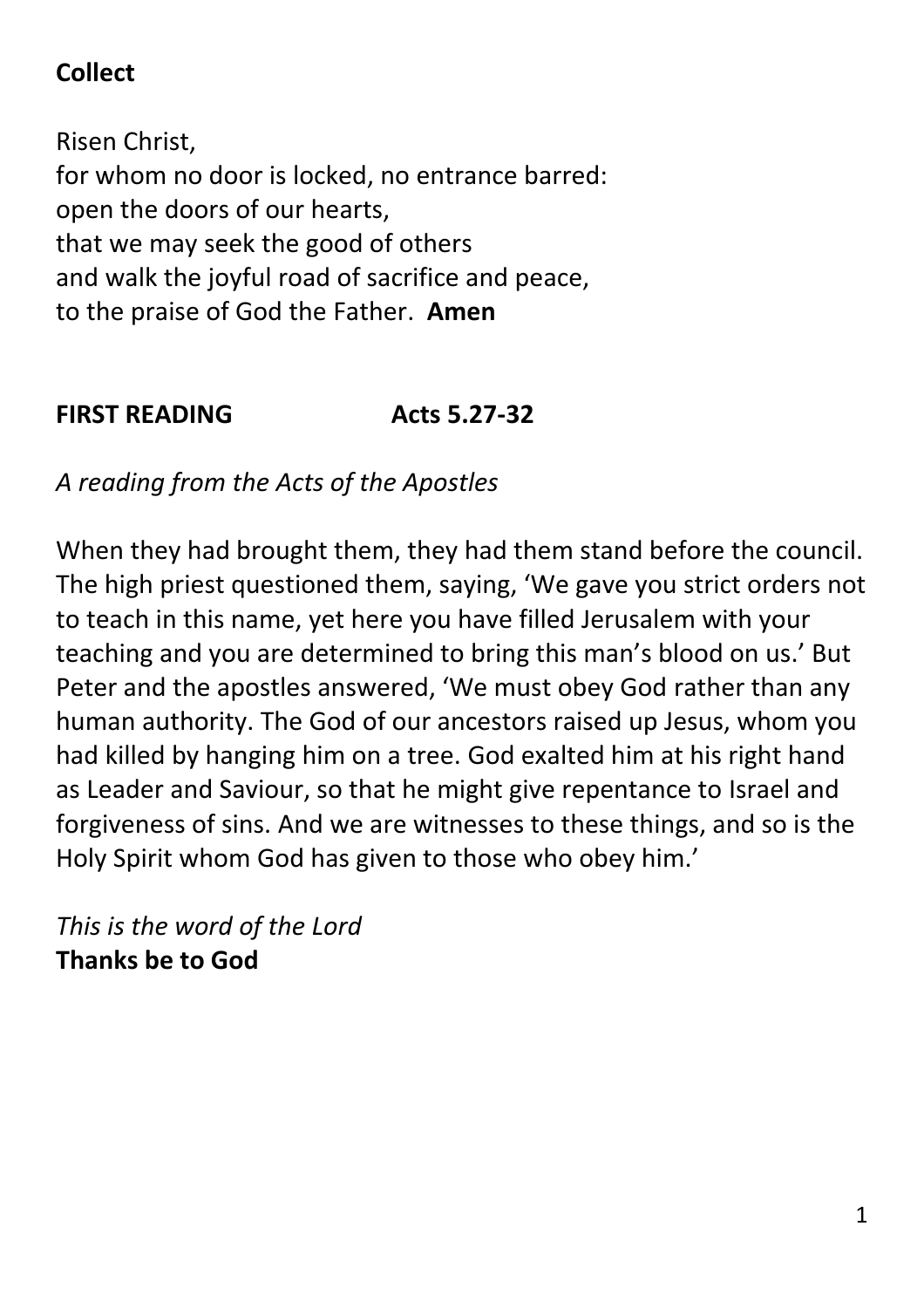**Collect**

Risen Christ,
for whom no door is locked, no entrance barred:
open the doors of our hearts,
that we may seek the good of others
and walk the joyful road of sacrifice and peace,
to the praise of God the Father. **Amen**

**FIRST READING Acts 5.27-32**

*A reading from the Acts of the Apostles*

When they had brought them, they had them stand before the council. The high priest questioned them, saying, 'We gave you strict orders not to teach in this name, yet here you have filled Jerusalem with your teaching and you are determined to bring this man's blood on us.' But Peter and the apostles answered, 'We must obey God rather than any human authority. The God of our ancestors raised up Jesus, whom you had killed by hanging him on a tree. God exalted him at his right hand as Leader and Saviour, so that he might give repentance to Israel and forgiveness of sins. And we are witnesses to these things, and so is the Holy Spirit whom God has given to those who obey him.'

*This is the word of the Lord*
**Thanks be to God**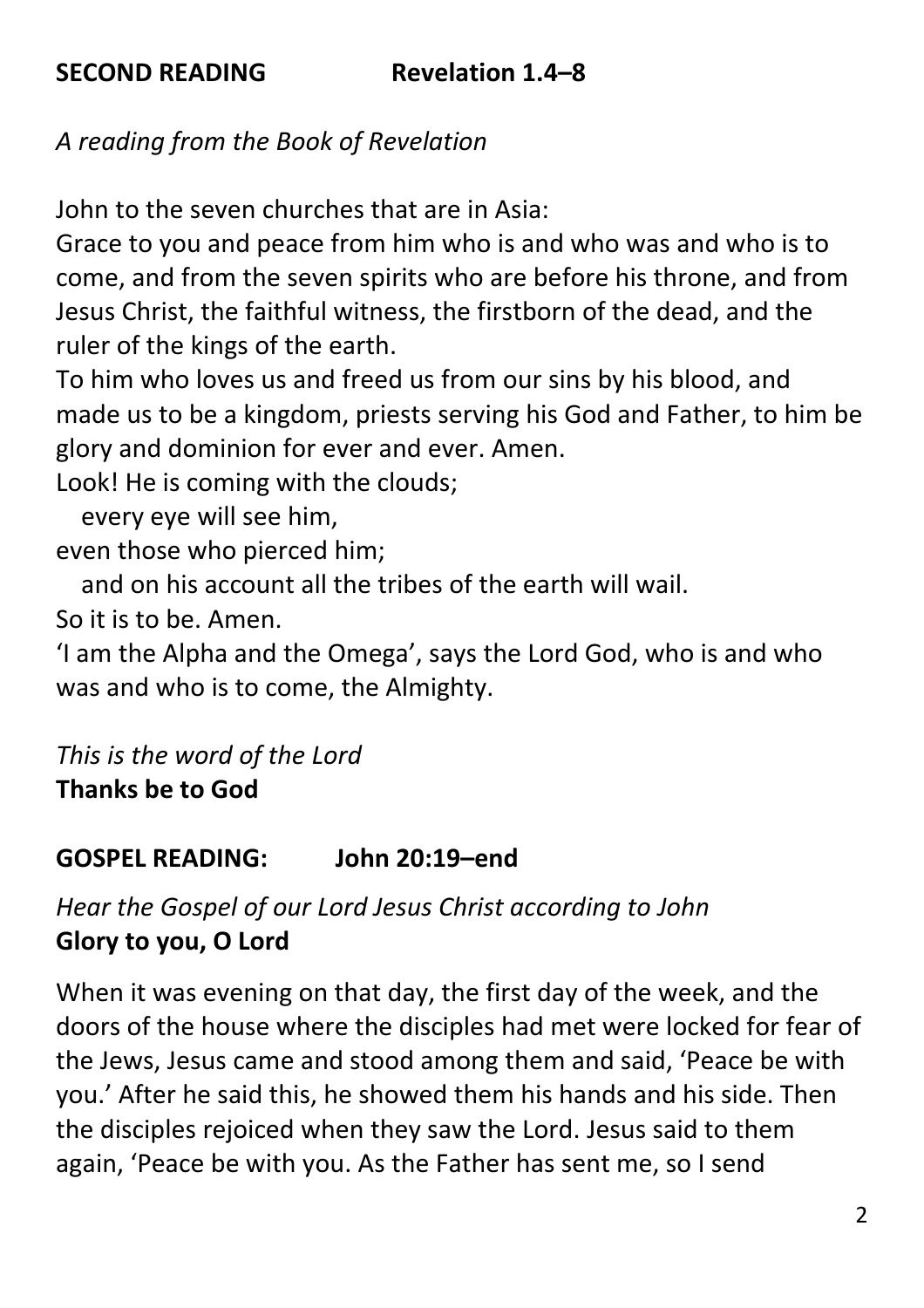**SECOND READING Revelation 1.4–8**

*A reading from the Book of Revelation*

John to the seven churches that are in Asia:
Grace to you and peace from him who is and who was and who is to come, and from the seven spirits who are before his throne, and from Jesus Christ, the faithful witness, the firstborn of the dead, and the ruler of the kings of the earth.
To him who loves us and freed us from our sins by his blood, and made us to be a kingdom, priests serving his God and Father, to him be glory and dominion for ever and ever. Amen.
Look! He is coming with the clouds;
   every eye will see him,
even those who pierced him;
   and on his account all the tribes of the earth will wail.
So it is to be. Amen.
'I am the Alpha and the Omega', says the Lord God, who is and who was and who is to come, the Almighty.

*This is the word of the Lord*
**Thanks be to God**

**GOSPEL READING: John 20:19–end**

*Hear the Gospel of our Lord Jesus Christ according to John*
**Glory to you, O Lord**

When it was evening on that day, the first day of the week, and the doors of the house where the disciples had met were locked for fear of the Jews, Jesus came and stood among them and said, 'Peace be with you.' After he said this, he showed them his hands and his side. Then the disciples rejoiced when they saw the Lord. Jesus said to them again, 'Peace be with you. As the Father has sent me, so I send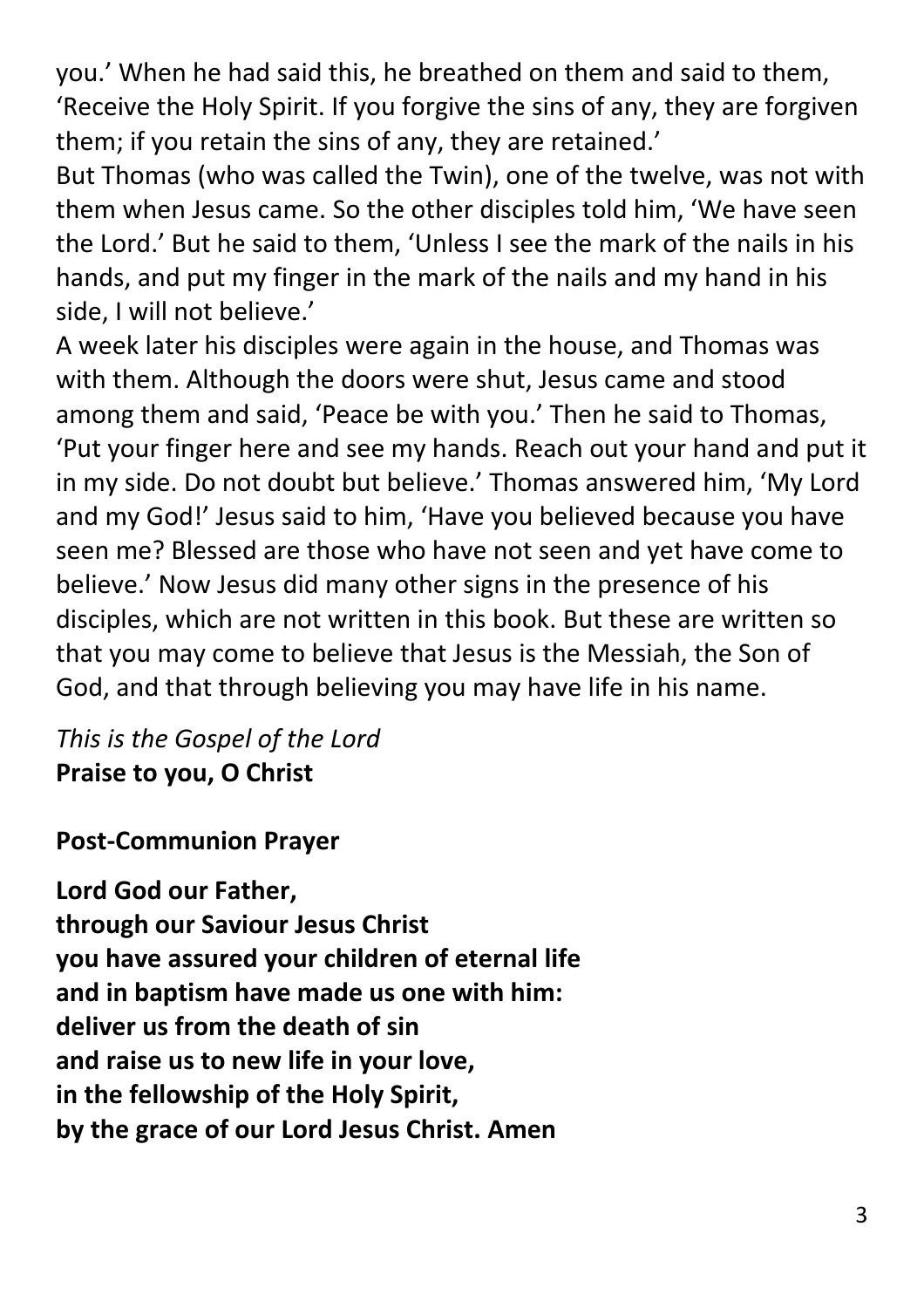you.’ When he had said this, he breathed on them and said to them, ‘Receive the Holy Spirit. If you forgive the sins of any, they are forgiven them; if you retain the sins of any, they are retained.’

But Thomas (who was called the Twin), one of the twelve, was not with them when Jesus came. So the other disciples told him, ‘We have seen the Lord.’ But he said to them, ‘Unless I see the mark of the nails in his hands, and put my finger in the mark of the nails and my hand in his side, I will not believe.’

A week later his disciples were again in the house, and Thomas was with them. Although the doors were shut, Jesus came and stood among them and said, ‘Peace be with you.’ Then he said to Thomas, ‘Put your finger here and see my hands. Reach out your hand and put it in my side. Do not doubt but believe.’ Thomas answered him, ‘My Lord and my God!’ Jesus said to him, ‘Have you believed because you have seen me? Blessed are those who have not seen and yet have come to believe.’ Now Jesus did many other signs in the presence of his disciples, which are not written in this book. But these are written so that you may come to believe that Jesus is the Messiah, the Son of God, and that through believing you may have life in his name.

*This is the Gospel of the Lord*
**Praise to you, O Christ**

**Post-Communion Prayer**

**Lord God our Father,**
**through our Saviour Jesus Christ**
**you have assured your children of eternal life**
**and in baptism have made us one with him:**
**deliver us from the death of sin**
**and raise us to new life in your love,**
**in the fellowship of the Holy Spirit,**
**by the grace of our Lord Jesus Christ. Amen**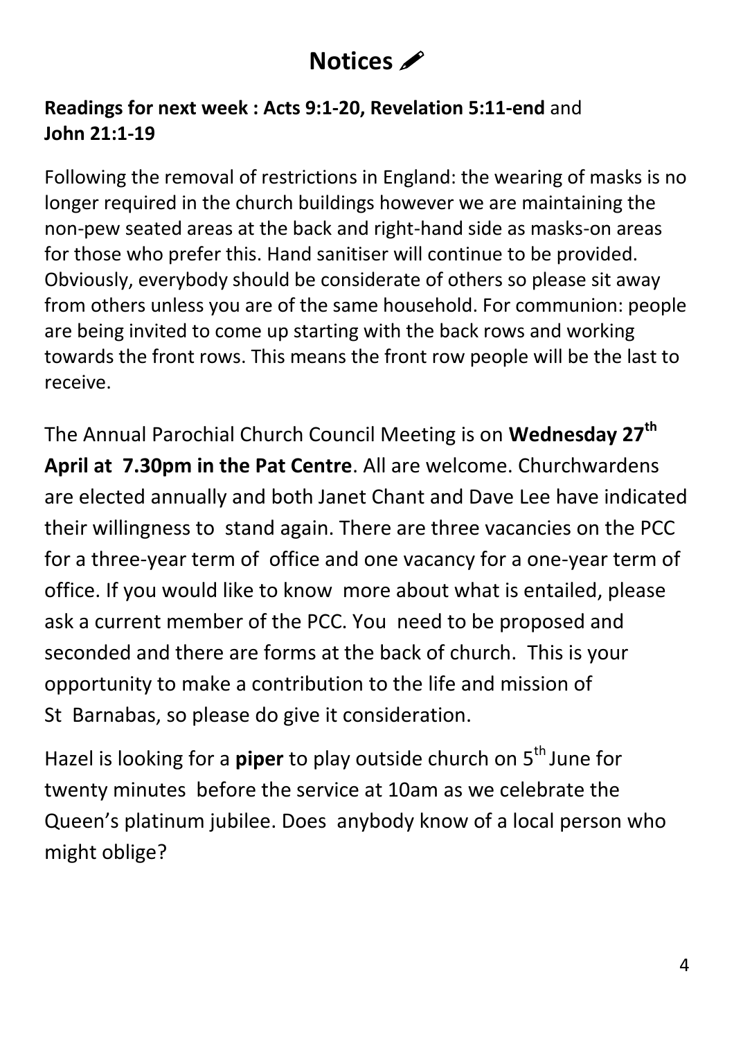# Notices ✏

**Readings for next week : Acts 9:1-20, Revelation 5:11-end** and **John 21:1-19**

Following the removal of restrictions in England: the wearing of masks is no longer required in the church buildings however we are maintaining the non-pew seated areas at the back and right-hand side as masks-on areas for those who prefer this. Hand sanitiser will continue to be provided. Obviously, everybody should be considerate of others so please sit away from others unless you are of the same household. For communion: people are being invited to come up starting with the back rows and working towards the front rows. This means the front row people will be the last to receive.

The Annual Parochial Church Council Meeting is on **Wednesday 27th April at 7.30pm in the Pat Centre**. All are welcome. Churchwardens are elected annually and both Janet Chant and Dave Lee have indicated their willingness to stand again. There are three vacancies on the PCC for a three-year term of office and one vacancy for a one-year term of office. If you would like to know more about what is entailed, please ask a current member of the PCC. You need to be proposed and seconded and there are forms at the back of church. This is your opportunity to make a contribution to the life and mission of St Barnabas, so please do give it consideration.

Hazel is looking for a **piper** to play outside church on 5th June for twenty minutes before the service at 10am as we celebrate the Queen's platinum jubilee. Does anybody know of a local person who might oblige?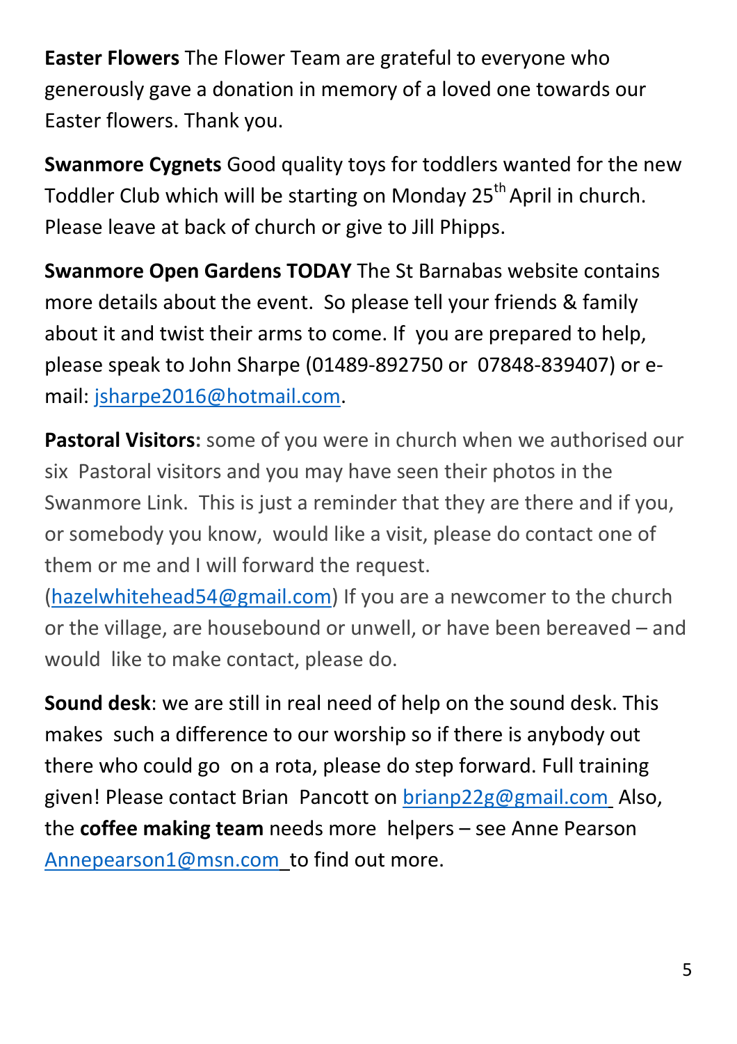**Easter Flowers** The Flower Team are grateful to everyone who generously gave a donation in memory of a loved one towards our Easter flowers. Thank you.

**Swanmore Cygnets** Good quality toys for toddlers wanted for the new Toddler Club which will be starting on Monday 25th April in church. Please leave at back of church or give to Jill Phipps.

**Swanmore Open Gardens TODAY** The St Barnabas website contains more details about the event. So please tell your friends & family about it and twist their arms to come. If you are prepared to help, please speak to John Sharpe (01489-892750 or 07848-839407) or e-mail: jsharpe2016@hotmail.com.

**Pastoral Visitors:** some of you were in church when we authorised our six Pastoral visitors and you may have seen their photos in the Swanmore Link. This is just a reminder that they are there and if you, or somebody you know, would like a visit, please do contact one of them or me and I will forward the request. (hazelwhitehead54@gmail.com) If you are a newcomer to the church or the village, are housebound or unwell, or have been bereaved – and would like to make contact, please do.

**Sound desk**: we are still in real need of help on the sound desk. This makes such a difference to our worship so if there is anybody out there who could go on a rota, please do step forward. Full training given! Please contact Brian Pancott on brianp22g@gmail.com Also, the **coffee making team** needs more helpers – see Anne Pearson Annepearson1@msn.com to find out more.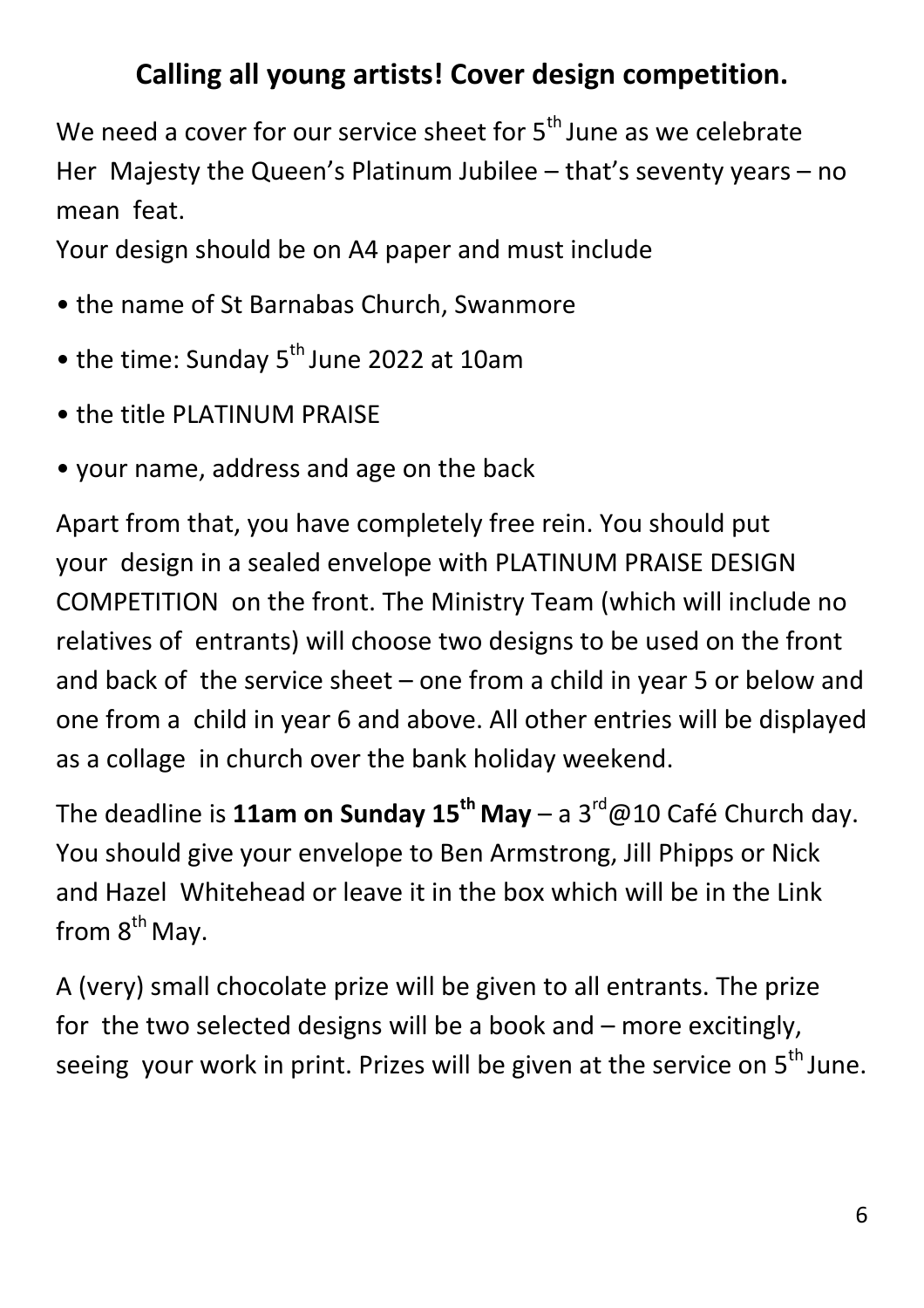## Calling all young artists! Cover design competition.

We need a cover for our service sheet for 5th June as we celebrate Her Majesty the Queen's Platinum Jubilee – that's seventy years – no mean feat.

Your design should be on A4 paper and must include

- the name of St Barnabas Church, Swanmore
- the time: Sunday 5th June 2022 at 10am
- the title PLATINUM PRAISE
- your name, address and age on the back

Apart from that, you have completely free rein. You should put your design in a sealed envelope with PLATINUM PRAISE DESIGN COMPETITION on the front. The Ministry Team (which will include no relatives of entrants) will choose two designs to be used on the front and back of the service sheet – one from a child in year 5 or below and one from a child in year 6 and above. All other entries will be displayed as a collage in church over the bank holiday weekend.

The deadline is **11am on Sunday 15th May** – a 3rd@10 Café Church day. You should give your envelope to Ben Armstrong, Jill Phipps or Nick and Hazel Whitehead or leave it in the box which will be in the Link from 8th May.

A (very) small chocolate prize will be given to all entrants. The prize for the two selected designs will be a book and – more excitingly, seeing your work in print. Prizes will be given at the service on 5th June.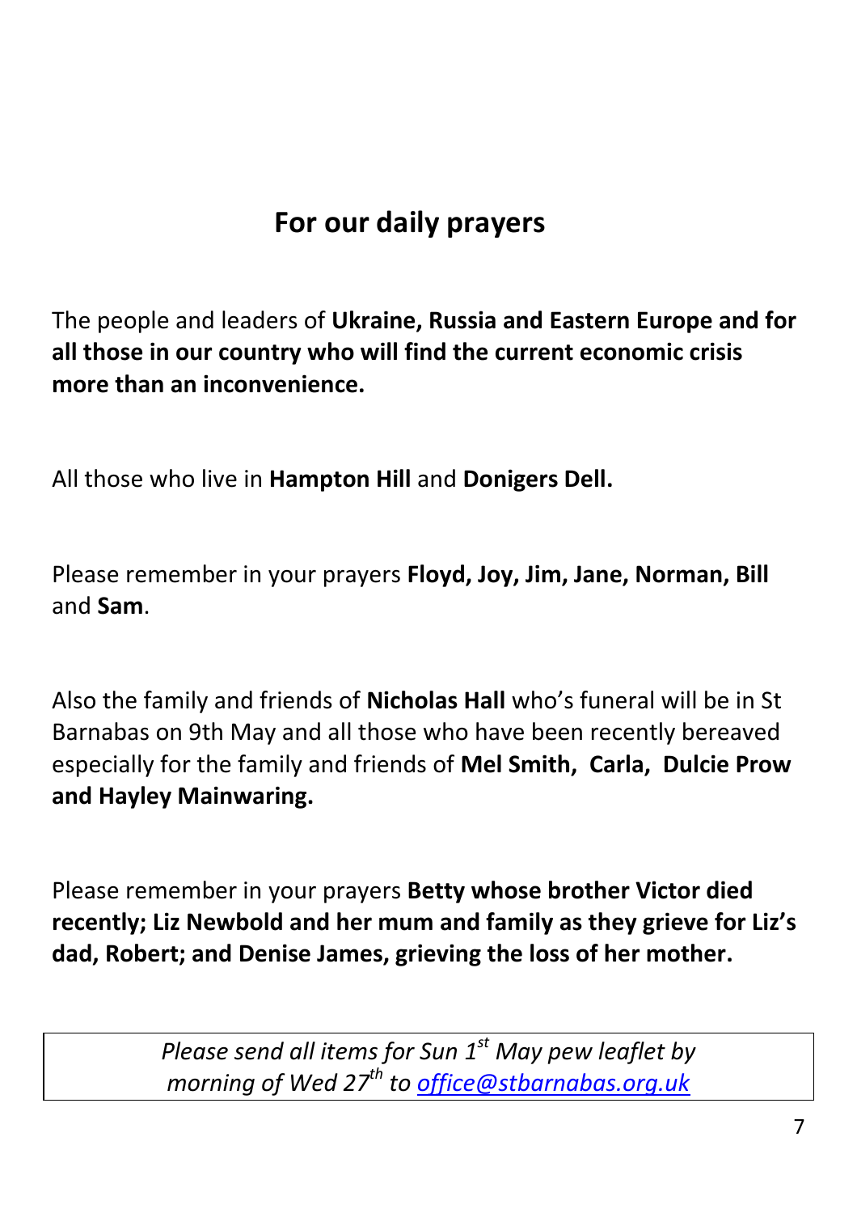## For our daily prayers

The people and leaders of **Ukraine, Russia and Eastern Europe and for all those in our country who will find the current economic crisis more than an inconvenience.**

All those who live in **Hampton Hill** and **Donigers Dell.**

Please remember in your prayers **Floyd, Joy, Jim, Jane, Norman, Bill** and **Sam**.

Also the family and friends of **Nicholas Hall** who's funeral will be in St Barnabas on 9th May and all those who have been recently bereaved especially for the family and friends of **Mel Smith, Carla, Dulcie Prow and Hayley Mainwaring.**

Please remember in your prayers **Betty whose brother Victor died recently; Liz Newbold and her mum and family as they grieve for Liz's dad, Robert; and Denise James, grieving the loss of her mother.**

*Please send all items for Sun 1st May pew leaflet by morning of Wed 27th to [office@stbarnabas.org.uk](mailto:office@stbarnabas.org.uk)*